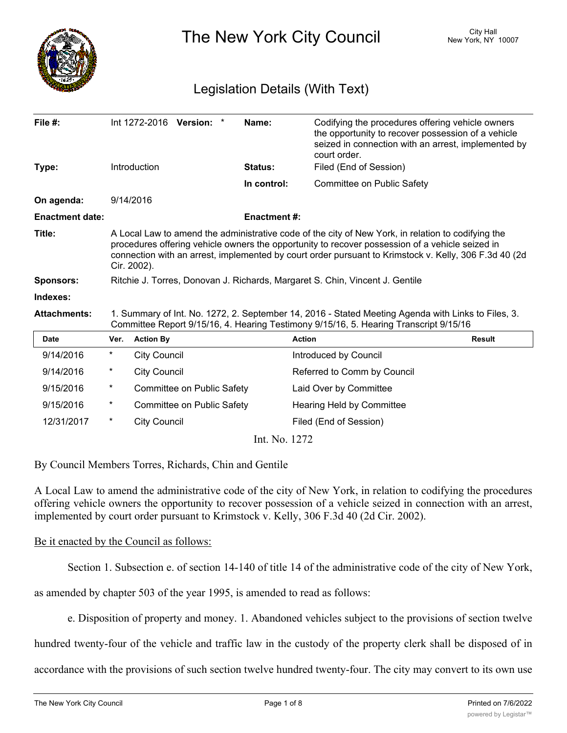# The New York City Council

City Hall
New York, NY 10007

## Legislation Details (With Text)

| | | | |
|---|---|---|---|
| **File #:** | Int 1272-2016 **Version:** * | **Name:** | Codifying the procedures offering vehicle owners the opportunity to recover possession of a vehicle seized in connection with an arrest, implemented by court order. |
| **Type:** | Introduction | **Status:** | Filed (End of Session) |
| | | **In control:** | Committee on Public Safety |
| **On agenda:** | 9/14/2016 | | |
| **Enactment date:** | | **Enactment #:** | |

**Title:** A Local Law to amend the administrative code of the city of New York, in relation to codifying the procedures offering vehicle owners the opportunity to recover possession of a vehicle seized in connection with an arrest, implemented by court order pursuant to Krimstock v. Kelly, 306 F.3d 40 (2d Cir. 2002).

**Sponsors:** Ritchie J. Torres, Donovan J. Richards, Margaret S. Chin, Vincent J. Gentile

**Indexes:**

**Attachments:** 1. Summary of Int. No. 1272, 2. September 14, 2016 - Stated Meeting Agenda with Links to Files, 3. Committee Report 9/15/16, 4. Hearing Testimony 9/15/16, 5. Hearing Transcript 9/15/16

| Date | Ver. | Action By | Action | Result |
|---|---|---|---|---|
| 9/14/2016 | * | City Council | Introduced by Council | |
| 9/14/2016 | * | City Council | Referred to Comm by Council | |
| 9/15/2016 | * | Committee on Public Safety | Laid Over by Committee | |
| 9/15/2016 | * | Committee on Public Safety | Hearing Held by Committee | |
| 12/31/2017 | * | City Council | Filed (End of Session) | |

Int. No. 1272

By Council Members Torres, Richards, Chin and Gentile

A Local Law to amend the administrative code of the city of New York, in relation to codifying the procedures offering vehicle owners the opportunity to recover possession of a vehicle seized in connection with an arrest, implemented by court order pursuant to Krimstock v. Kelly, 306 F.3d 40 (2d Cir. 2002).

Be it enacted by the Council as follows:

Section 1. Subsection e. of section 14-140 of title 14 of the administrative code of the city of New York, as amended by chapter 503 of the year 1995, is amended to read as follows:

e. Disposition of property and money. 1. Abandoned vehicles subject to the provisions of section twelve hundred twenty-four of the vehicle and traffic law in the custody of the property clerk shall be disposed of in accordance with the provisions of such section twelve hundred twenty-four. The city may convert to its own use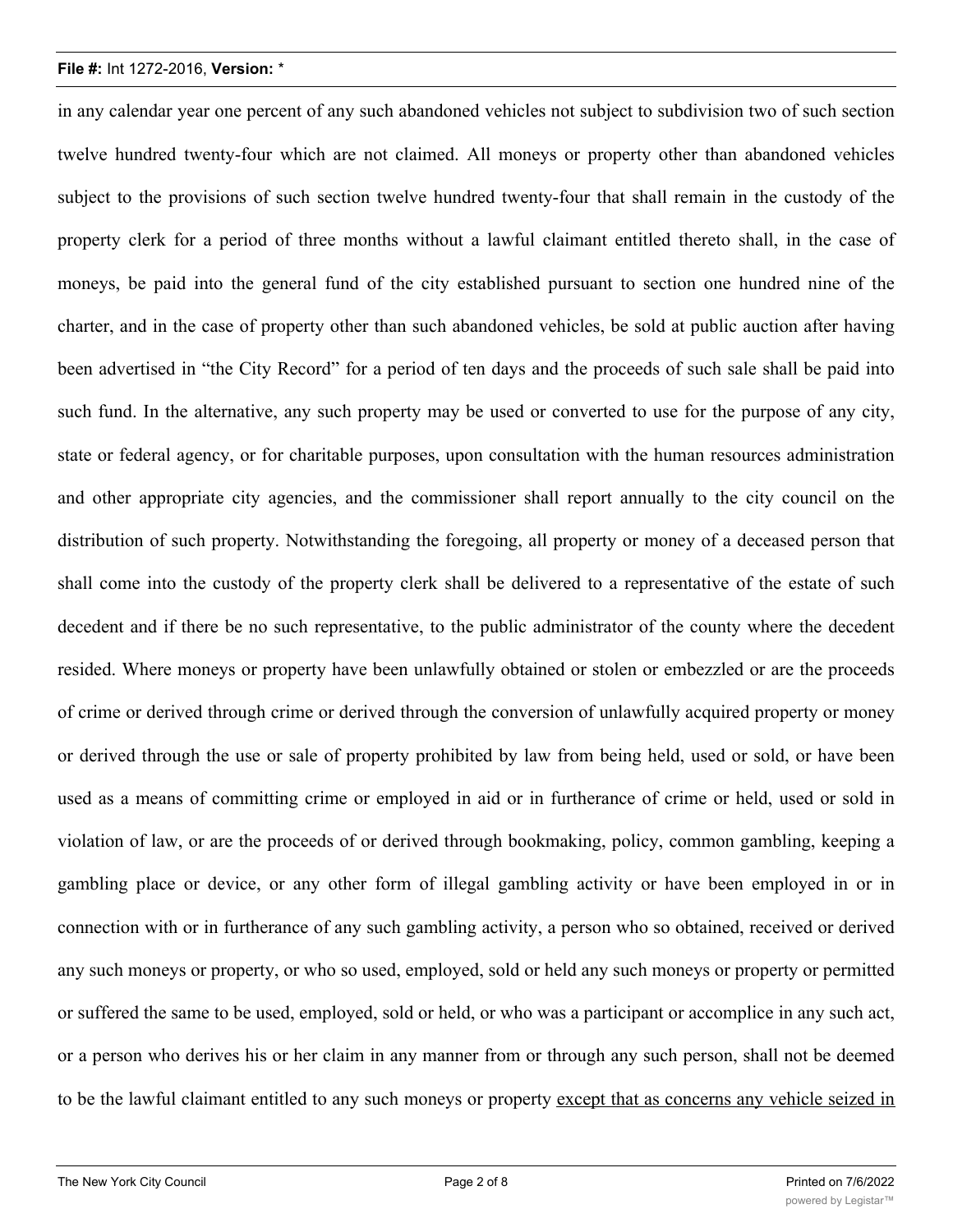in any calendar year one percent of any such abandoned vehicles not subject to subdivision two of such section twelve hundred twenty-four which are not claimed. All moneys or property other than abandoned vehicles subject to the provisions of such section twelve hundred twenty-four that shall remain in the custody of the property clerk for a period of three months without a lawful claimant entitled thereto shall, in the case of moneys, be paid into the general fund of the city established pursuant to section one hundred nine of the charter, and in the case of property other than such abandoned vehicles, be sold at public auction after having been advertised in "the City Record" for a period of ten days and the proceeds of such sale shall be paid into such fund. In the alternative, any such property may be used or converted to use for the purpose of any city, state or federal agency, or for charitable purposes, upon consultation with the human resources administration and other appropriate city agencies, and the commissioner shall report annually to the city council on the distribution of such property. Notwithstanding the foregoing, all property or money of a deceased person that shall come into the custody of the property clerk shall be delivered to a representative of the estate of such decedent and if there be no such representative, to the public administrator of the county where the decedent resided. Where moneys or property have been unlawfully obtained or stolen or embezzled or are the proceeds of crime or derived through crime or derived through the conversion of unlawfully acquired property or money or derived through the use or sale of property prohibited by law from being held, used or sold, or have been used as a means of committing crime or employed in aid or in furtherance of crime or held, used or sold in violation of law, or are the proceeds of or derived through bookmaking, policy, common gambling, keeping a gambling place or device, or any other form of illegal gambling activity or have been employed in or in connection with or in furtherance of any such gambling activity, a person who so obtained, received or derived any such moneys or property, or who so used, employed, sold or held any such moneys or property or permitted or suffered the same to be used, employed, sold or held, or who was a participant or accomplice in any such act, or a person who derives his or her claim in any manner from or through any such person, shall not be deemed to be the lawful claimant entitled to any such moneys or property <u>except that as concerns any vehicle seized in</u>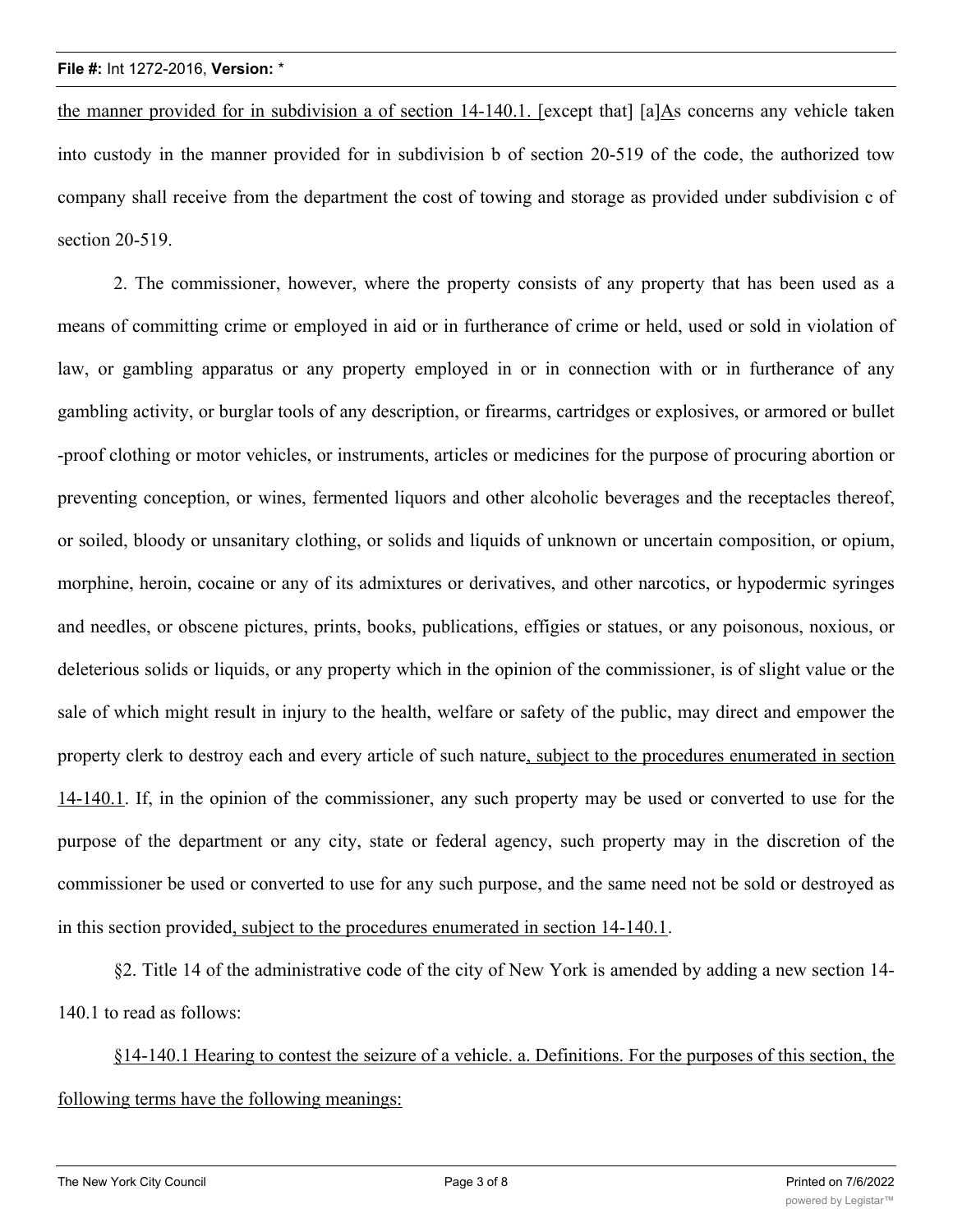the manner provided for in subdivision a of section 14-140.1. [except that] [a]As concerns any vehicle taken into custody in the manner provided for in subdivision b of section 20-519 of the code, the authorized tow company shall receive from the department the cost of towing and storage as provided under subdivision c of section 20-519.

2. The commissioner, however, where the property consists of any property that has been used as a means of committing crime or employed in aid or in furtherance of crime or held, used or sold in violation of law, or gambling apparatus or any property employed in or in connection with or in furtherance of any gambling activity, or burglar tools of any description, or firearms, cartridges or explosives, or armored or bullet -proof clothing or motor vehicles, or instruments, articles or medicines for the purpose of procuring abortion or preventing conception, or wines, fermented liquors and other alcoholic beverages and the receptacles thereof, or soiled, bloody or unsanitary clothing, or solids and liquids of unknown or uncertain composition, or opium, morphine, heroin, cocaine or any of its admixtures or derivatives, and other narcotics, or hypodermic syringes and needles, or obscene pictures, prints, books, publications, effigies or statues, or any poisonous, noxious, or deleterious solids or liquids, or any property which in the opinion of the commissioner, is of slight value or the sale of which might result in injury to the health, welfare or safety of the public, may direct and empower the property clerk to destroy each and every article of such nature, subject to the procedures enumerated in section 14-140.1. If, in the opinion of the commissioner, any such property may be used or converted to use for the purpose of the department or any city, state or federal agency, such property may in the discretion of the commissioner be used or converted to use for any such purpose, and the same need not be sold or destroyed as in this section provided, subject to the procedures enumerated in section 14-140.1.

§2. Title 14 of the administrative code of the city of New York is amended by adding a new section 14-140.1 to read as follows:

§14-140.1 Hearing to contest the seizure of a vehicle. a. Definitions. For the purposes of this section, the following terms have the following meanings: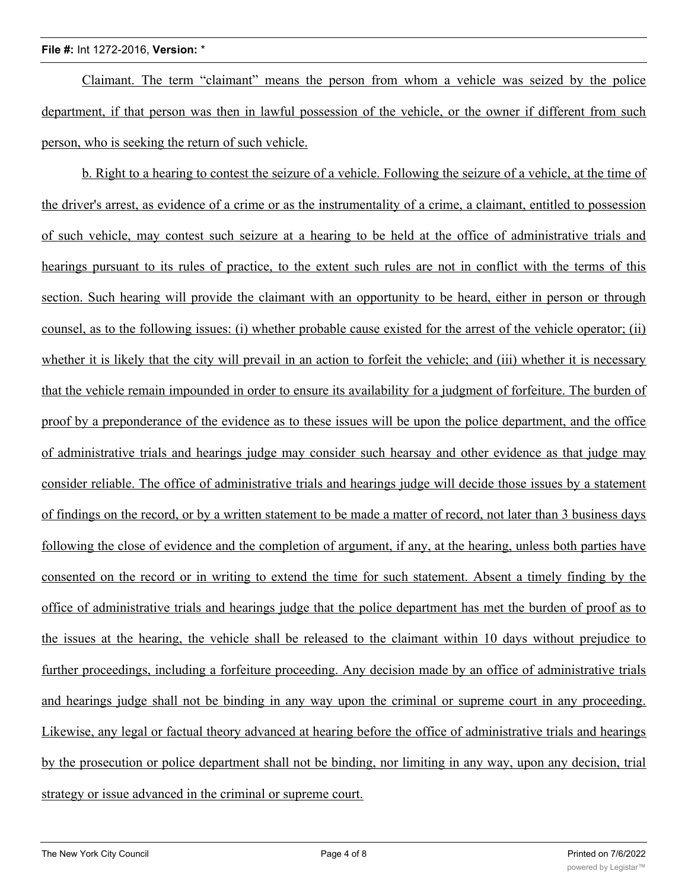Claimant. The term “claimant” means the person from whom a vehicle was seized by the police department, if that person was then in lawful possession of the vehicle, or the owner if different from such person, who is seeking the return of such vehicle.

b. Right to a hearing to contest the seizure of a vehicle. Following the seizure of a vehicle, at the time of the driver's arrest, as evidence of a crime or as the instrumentality of a crime, a claimant, entitled to possession of such vehicle, may contest such seizure at a hearing to be held at the office of administrative trials and hearings pursuant to its rules of practice, to the extent such rules are not in conflict with the terms of this section. Such hearing will provide the claimant with an opportunity to be heard, either in person or through counsel, as to the following issues: (i) whether probable cause existed for the arrest of the vehicle operator; (ii) whether it is likely that the city will prevail in an action to forfeit the vehicle; and (iii) whether it is necessary that the vehicle remain impounded in order to ensure its availability for a judgment of forfeiture. The burden of proof by a preponderance of the evidence as to these issues will be upon the police department, and the office of administrative trials and hearings judge may consider such hearsay and other evidence as that judge may consider reliable. The office of administrative trials and hearings judge will decide those issues by a statement of findings on the record, or by a written statement to be made a matter of record, not later than 3 business days following the close of evidence and the completion of argument, if any, at the hearing, unless both parties have consented on the record or in writing to extend the time for such statement. Absent a timely finding by the office of administrative trials and hearings judge that the police department has met the burden of proof as to the issues at the hearing, the vehicle shall be released to the claimant within 10 days without prejudice to further proceedings, including a forfeiture proceeding. Any decision made by an office of administrative trials and hearings judge shall not be binding in any way upon the criminal or supreme court in any proceeding. Likewise, any legal or factual theory advanced at hearing before the office of administrative trials and hearings by the prosecution or police department shall not be binding, nor limiting in any way, upon any decision, trial strategy or issue advanced in the criminal or supreme court.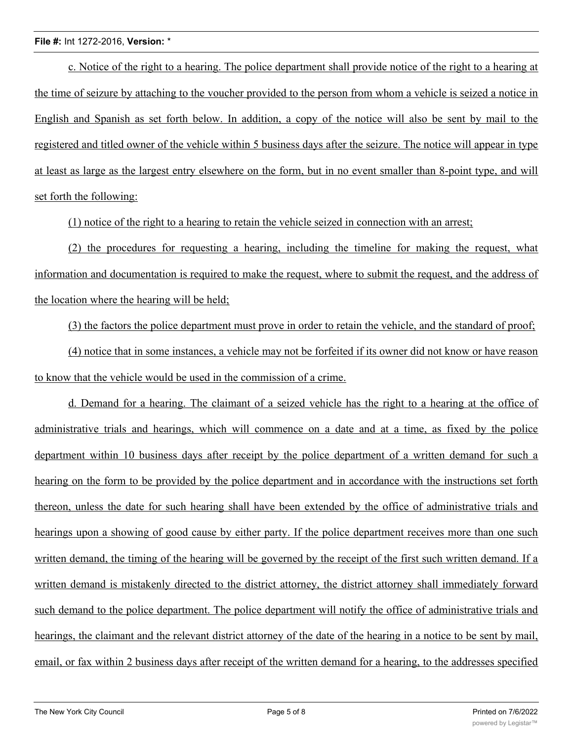c. Notice of the right to a hearing. The police department shall provide notice of the right to a hearing at the time of seizure by attaching to the voucher provided to the person from whom a vehicle is seized a notice in English and Spanish as set forth below. In addition, a copy of the notice will also be sent by mail to the registered and titled owner of the vehicle within 5 business days after the seizure. The notice will appear in type at least as large as the largest entry elsewhere on the form, but in no event smaller than 8-point type, and will set forth the following:

(1) notice of the right to a hearing to retain the vehicle seized in connection with an arrest;

(2) the procedures for requesting a hearing, including the timeline for making the request, what information and documentation is required to make the request, where to submit the request, and the address of the location where the hearing will be held;

(3) the factors the police department must prove in order to retain the vehicle, and the standard of proof;

(4) notice that in some instances, a vehicle may not be forfeited if its owner did not know or have reason to know that the vehicle would be used in the commission of a crime.

d. Demand for a hearing. The claimant of a seized vehicle has the right to a hearing at the office of administrative trials and hearings, which will commence on a date and at a time, as fixed by the police department within 10 business days after receipt by the police department of a written demand for such a hearing on the form to be provided by the police department and in accordance with the instructions set forth thereon, unless the date for such hearing shall have been extended by the office of administrative trials and hearings upon a showing of good cause by either party. If the police department receives more than one such written demand, the timing of the hearing will be governed by the receipt of the first such written demand. If a written demand is mistakenly directed to the district attorney, the district attorney shall immediately forward such demand to the police department. The police department will notify the office of administrative trials and hearings, the claimant and the relevant district attorney of the date of the hearing in a notice to be sent by mail, email, or fax within 2 business days after receipt of the written demand for a hearing, to the addresses specified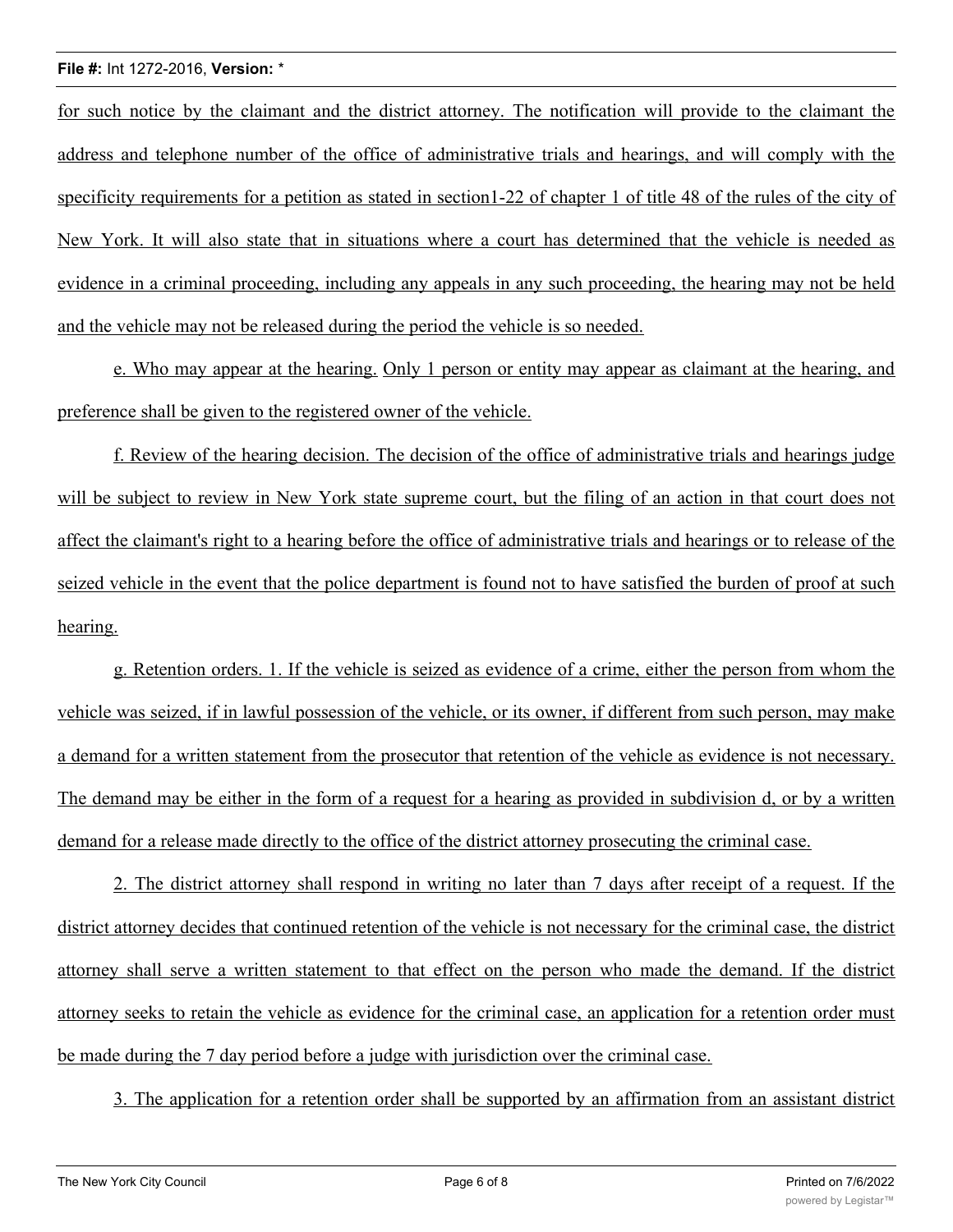for such notice by the claimant and the district attorney. The notification will provide to the claimant the address and telephone number of the office of administrative trials and hearings, and will comply with the specificity requirements for a petition as stated in section1-22 of chapter 1 of title 48 of the rules of the city of New York. It will also state that in situations where a court has determined that the vehicle is needed as evidence in a criminal proceeding, including any appeals in any such proceeding, the hearing may not be held and the vehicle may not be released during the period the vehicle is so needed.

e. Who may appear at the hearing. Only 1 person or entity may appear as claimant at the hearing, and preference shall be given to the registered owner of the vehicle.

f. Review of the hearing decision. The decision of the office of administrative trials and hearings judge will be subject to review in New York state supreme court, but the filing of an action in that court does not affect the claimant's right to a hearing before the office of administrative trials and hearings or to release of the seized vehicle in the event that the police department is found not to have satisfied the burden of proof at such hearing.

g. Retention orders. 1. If the vehicle is seized as evidence of a crime, either the person from whom the vehicle was seized, if in lawful possession of the vehicle, or its owner, if different from such person, may make a demand for a written statement from the prosecutor that retention of the vehicle as evidence is not necessary. The demand may be either in the form of a request for a hearing as provided in subdivision d, or by a written demand for a release made directly to the office of the district attorney prosecuting the criminal case.

2. The district attorney shall respond in writing no later than 7 days after receipt of a request. If the district attorney decides that continued retention of the vehicle is not necessary for the criminal case, the district attorney shall serve a written statement to that effect on the person who made the demand. If the district attorney seeks to retain the vehicle as evidence for the criminal case, an application for a retention order must be made during the 7 day period before a judge with jurisdiction over the criminal case.

3. The application for a retention order shall be supported by an affirmation from an assistant district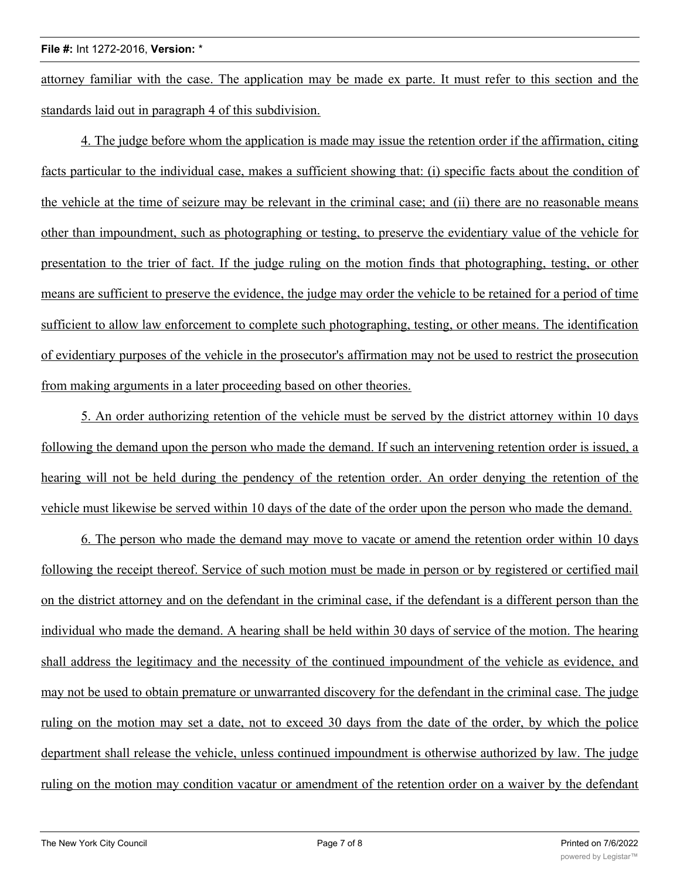attorney familiar with the case. The application may be made ex parte. It must refer to this section and the standards laid out in paragraph 4 of this subdivision.

4. The judge before whom the application is made may issue the retention order if the affirmation, citing facts particular to the individual case, makes a sufficient showing that: (i) specific facts about the condition of the vehicle at the time of seizure may be relevant in the criminal case; and (ii) there are no reasonable means other than impoundment, such as photographing or testing, to preserve the evidentiary value of the vehicle for presentation to the trier of fact. If the judge ruling on the motion finds that photographing, testing, or other means are sufficient to preserve the evidence, the judge may order the vehicle to be retained for a period of time sufficient to allow law enforcement to complete such photographing, testing, or other means. The identification of evidentiary purposes of the vehicle in the prosecutor's affirmation may not be used to restrict the prosecution from making arguments in a later proceeding based on other theories.

5. An order authorizing retention of the vehicle must be served by the district attorney within 10 days following the demand upon the person who made the demand. If such an intervening retention order is issued, a hearing will not be held during the pendency of the retention order. An order denying the retention of the vehicle must likewise be served within 10 days of the date of the order upon the person who made the demand.

6. The person who made the demand may move to vacate or amend the retention order within 10 days following the receipt thereof. Service of such motion must be made in person or by registered or certified mail on the district attorney and on the defendant in the criminal case, if the defendant is a different person than the individual who made the demand. A hearing shall be held within 30 days of service of the motion. The hearing shall address the legitimacy and the necessity of the continued impoundment of the vehicle as evidence, and may not be used to obtain premature or unwarranted discovery for the defendant in the criminal case. The judge ruling on the motion may set a date, not to exceed 30 days from the date of the order, by which the police department shall release the vehicle, unless continued impoundment is otherwise authorized by law. The judge ruling on the motion may condition vacatur or amendment of the retention order on a waiver by the defendant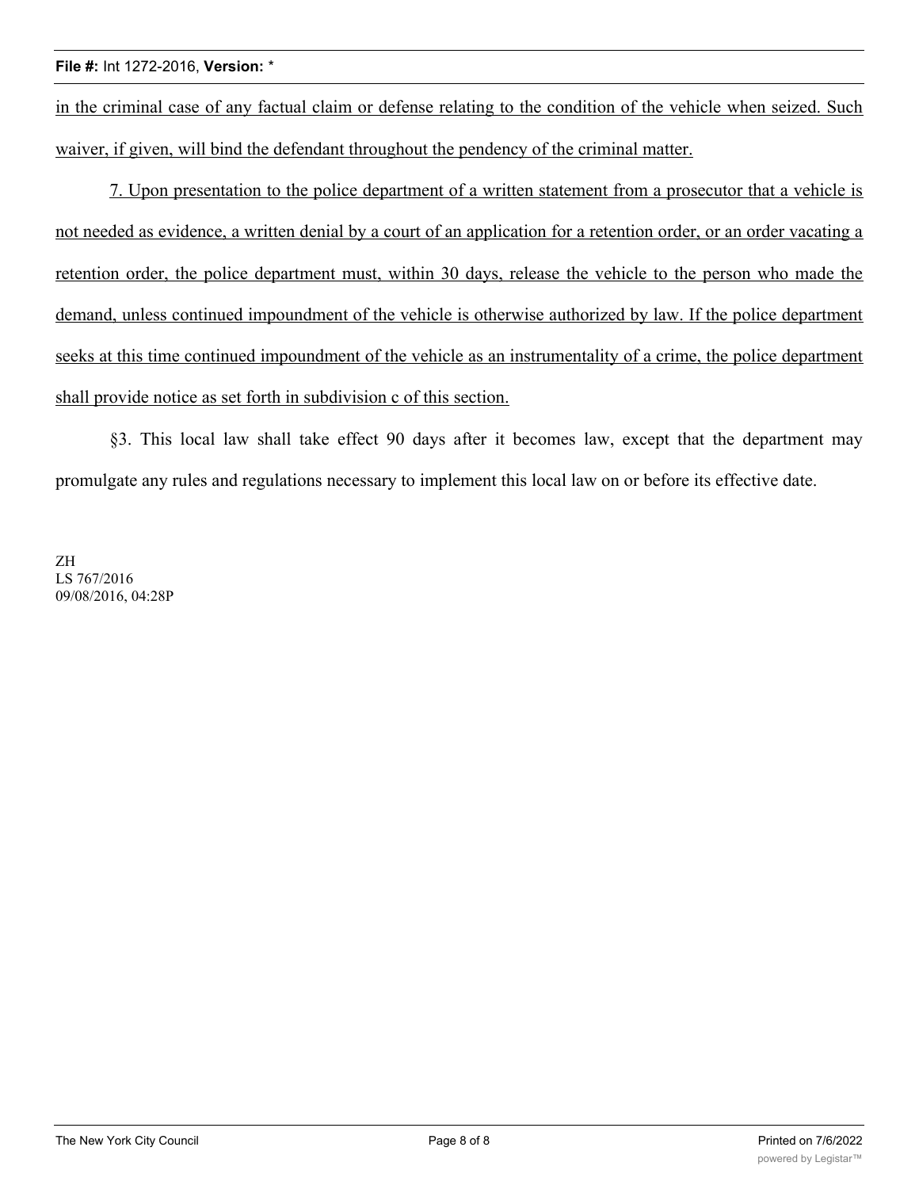in the criminal case of any factual claim or defense relating to the condition of the vehicle when seized. Such waiver, if given, will bind the defendant throughout the pendency of the criminal matter.

7. Upon presentation to the police department of a written statement from a prosecutor that a vehicle is not needed as evidence, a written denial by a court of an application for a retention order, or an order vacating a retention order, the police department must, within 30 days, release the vehicle to the person who made the demand, unless continued impoundment of the vehicle is otherwise authorized by law. If the police department seeks at this time continued impoundment of the vehicle as an instrumentality of a crime, the police department shall provide notice as set forth in subdivision c of this section.

§3. This local law shall take effect 90 days after it becomes law, except that the department may promulgate any rules and regulations necessary to implement this local law on or before its effective date.

ZH
LS 767/2016
09/08/2016, 04:28P